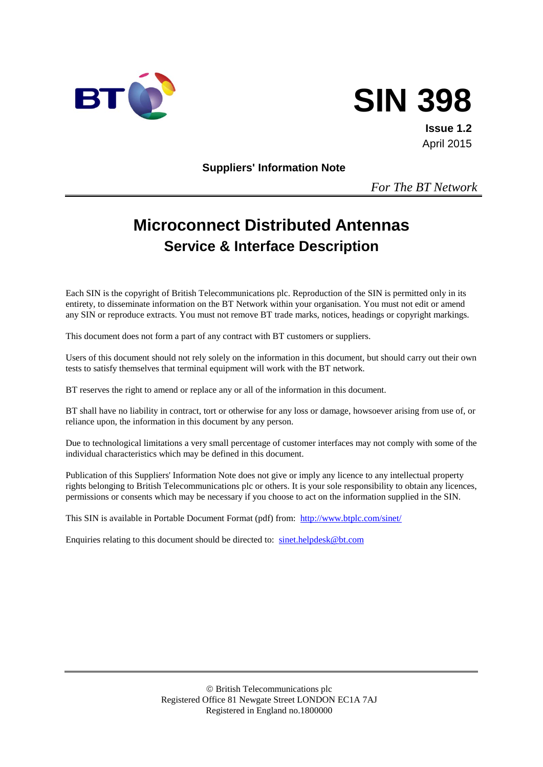BT

# SIN 398

**Issue 1.2**
April 2015

**Suppliers' Information Note**

*For The BT Network*

# Microconnect Distributed Antennas

## Service & Interface Description

Each SIN is the copyright of British Telecommunications plc. Reproduction of the SIN is permitted only in its entirety, to disseminate information on the BT Network within your organisation. You must not edit or amend any SIN or reproduce extracts. You must not remove BT trade marks, notices, headings or copyright markings.

This document does not form a part of any contract with BT customers or suppliers.

Users of this document should not rely solely on the information in this document, but should carry out their own tests to satisfy themselves that terminal equipment will work with the BT network.

BT reserves the right to amend or replace any or all of the information in this document.

BT shall have no liability in contract, tort or otherwise for any loss or damage, howsoever arising from use of, or reliance upon, the information in this document by any person.

Due to technological limitations a very small percentage of customer interfaces may not comply with some of the individual characteristics which may be defined in this document.

Publication of this Suppliers' Information Note does not give or imply any licence to any intellectual property rights belonging to British Telecommunications plc or others. It is your sole responsibility to obtain any licences, permissions or consents which may be necessary if you choose to act on the information supplied in the SIN.

This SIN is available in Portable Document Format (pdf) from: http://www.btplc.com/sinet/

Enquiries relating to this document should be directed to: sinet.helpdesk@bt.com

© British Telecommunications plc
Registered Office 81 Newgate Street LONDON EC1A 7AJ
Registered in England no.1800000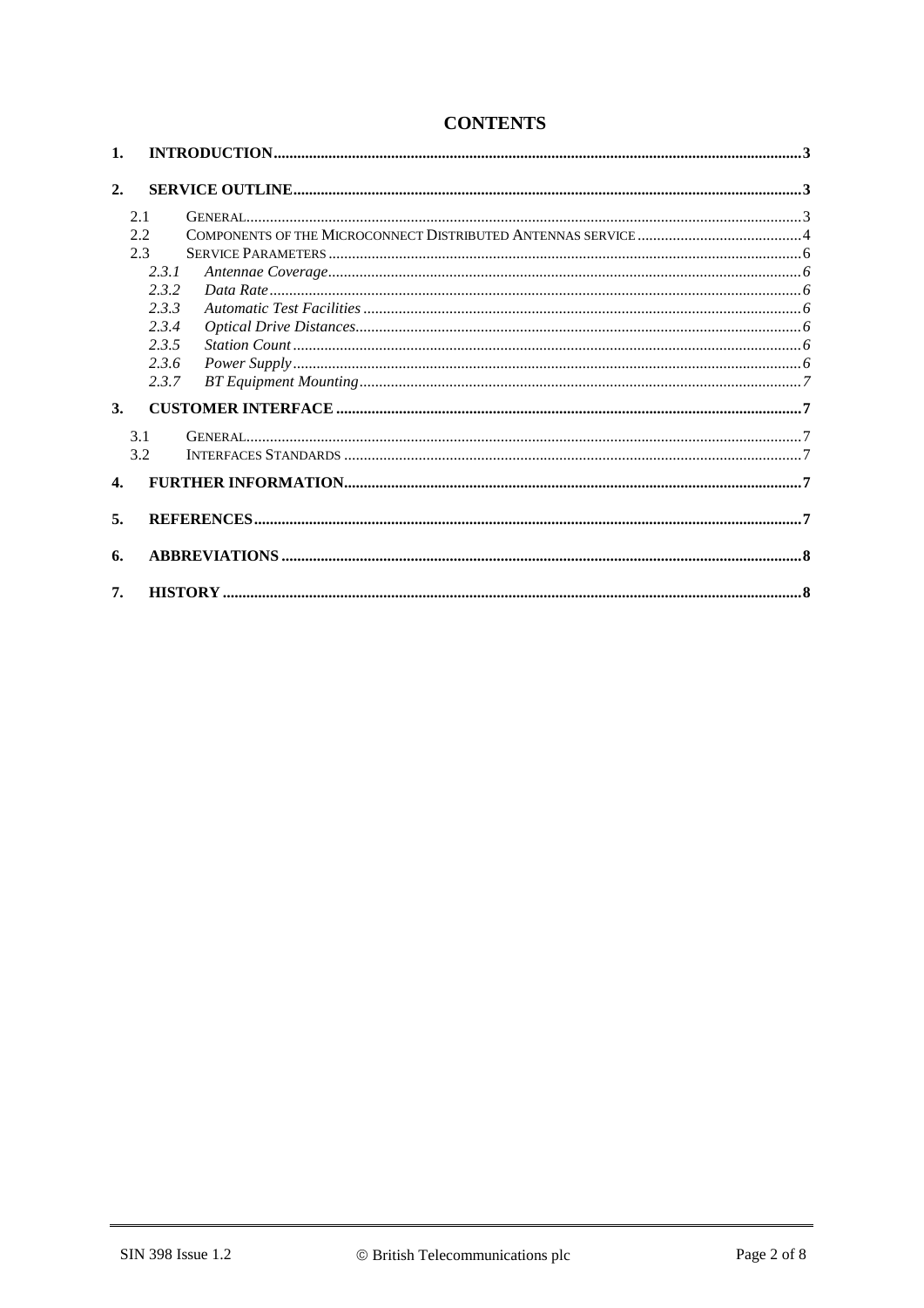# CONTENTS

1. **INTRODUCTION** ..... 3
2. **SERVICE OUTLINE** ..... 3
   - 2.1 GENERAL ..... 3
   - 2.2 COMPONENTS OF THE MICROCONNECT DISTRIBUTED ANTENNAS SERVICE ..... 4
   - 2.3 SERVICE PARAMETERS ..... 6
     - *2.3.1 Antennae Coverage* ..... 6
     - *2.3.2 Data Rate* ..... 6
     - *2.3.3 Automatic Test Facilities* ..... 6
     - *2.3.4 Optical Drive Distances* ..... 6
     - *2.3.5 Station Count* ..... 6
     - *2.3.6 Power Supply* ..... 6
     - *2.3.7 BT Equipment Mounting* ..... 7
3. **CUSTOMER INTERFACE** ..... 7
   - 3.1 GENERAL ..... 7
   - 3.2 INTERFACES STANDARDS ..... 7
4. **FURTHER INFORMATION** ..... 7
5. **REFERENCES** ..... 7
6. **ABBREVIATIONS** ..... 8
7. **HISTORY** ..... 8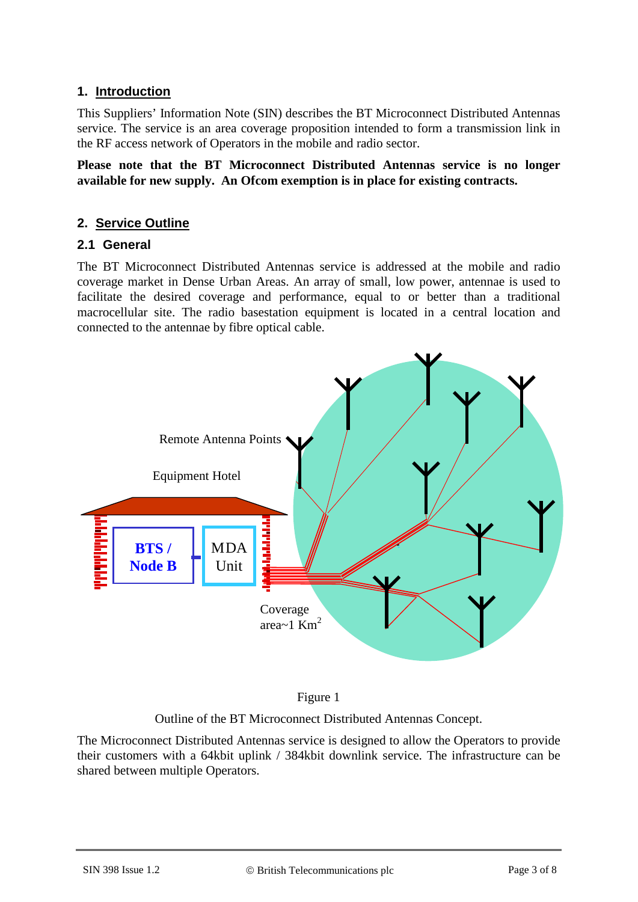## 1. Introduction

This Suppliers' Information Note (SIN) describes the BT Microconnect Distributed Antennas service. The service is an area coverage proposition intended to form a transmission link in the RF access network of Operators in the mobile and radio sector.

**Please note that the BT Microconnect Distributed Antennas service is no longer available for new supply. An Ofcom exemption is in place for existing contracts.**

## 2. Service Outline

### 2.1 General

The BT Microconnect Distributed Antennas service is addressed at the mobile and radio coverage market in Dense Urban Areas. An array of small, low power, antennae is used to facilitate the desired coverage and performance, equal to or better than a traditional macrocellular site. The radio basestation equipment is located in a central location and connected to the antennae by fibre optical cable.

Remote Antenna Points

Equipment Hotel

BTS / Node B

MDA Unit

Coverage area~1 $Km^2$

Figure 1

Outline of the BT Microconnect Distributed Antennas Concept.

The Microconnect Distributed Antennas service is designed to allow the Operators to provide their customers with a 64kbit uplink / 384kbit downlink service. The infrastructure can be shared between multiple Operators.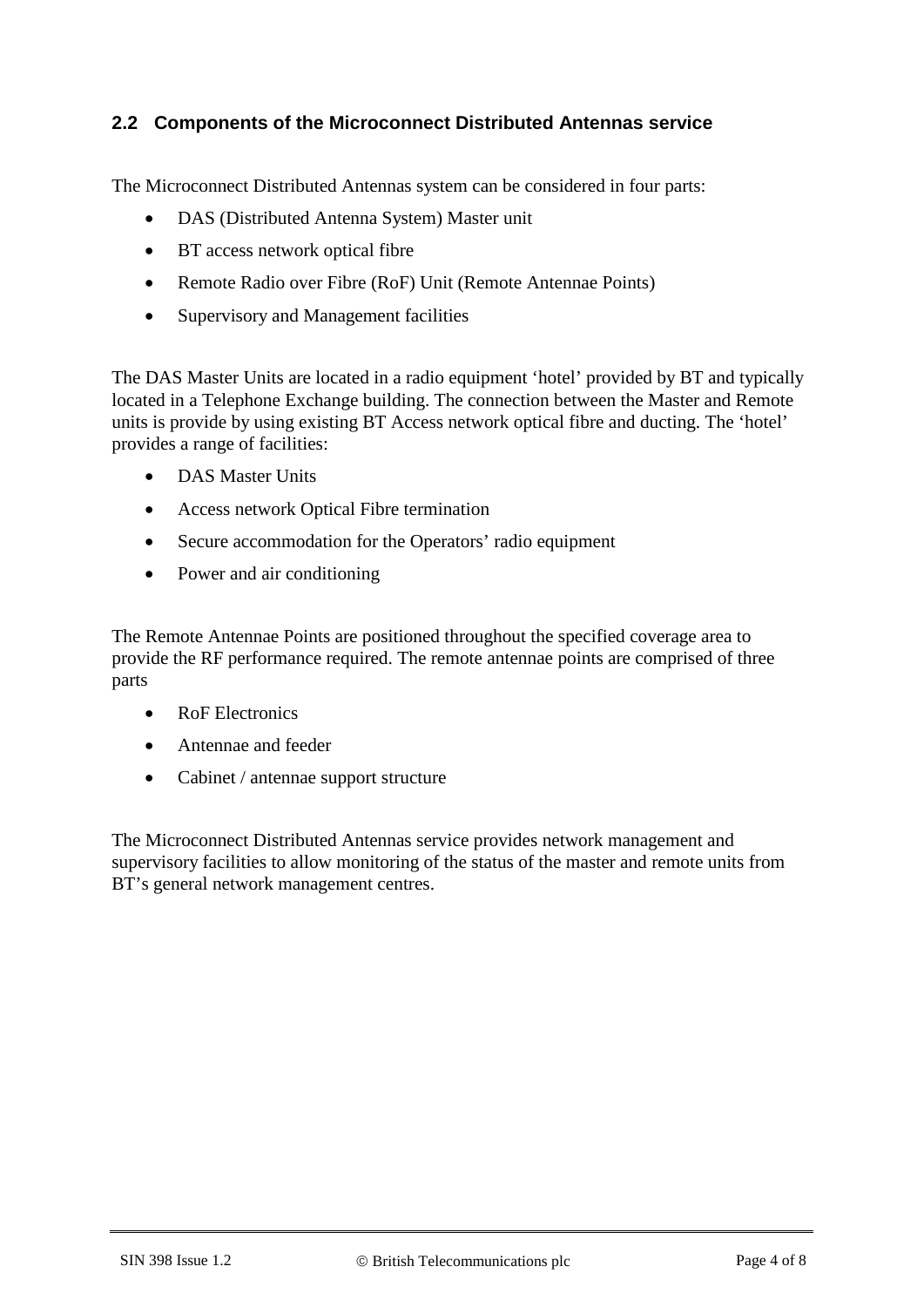## 2.2 Components of the Microconnect Distributed Antennas service

The Microconnect Distributed Antennas system can be considered in four parts:

- DAS (Distributed Antenna System) Master unit
- BT access network optical fibre
- Remote Radio over Fibre (RoF) Unit (Remote Antennae Points)
- Supervisory and Management facilities

The DAS Master Units are located in a radio equipment 'hotel' provided by BT and typically located in a Telephone Exchange building. The connection between the Master and Remote units is provide by using existing BT Access network optical fibre and ducting. The 'hotel' provides a range of facilities:

- DAS Master Units
- Access network Optical Fibre termination
- Secure accommodation for the Operators' radio equipment
- Power and air conditioning

The Remote Antennae Points are positioned throughout the specified coverage area to provide the RF performance required. The remote antennae points are comprised of three parts

- RoF Electronics
- Antennae and feeder
- Cabinet / antennae support structure

The Microconnect Distributed Antennas service provides network management and supervisory facilities to allow monitoring of the status of the master and remote units from BT's general network management centres.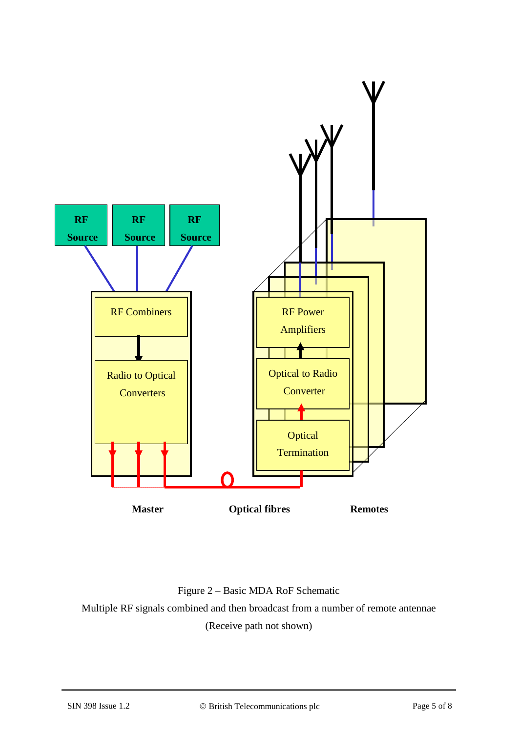Figure 2 – Basic MDA RoF Schematic

Multiple RF signals combined and then broadcast from a number of remote antennae

(Receive path not shown)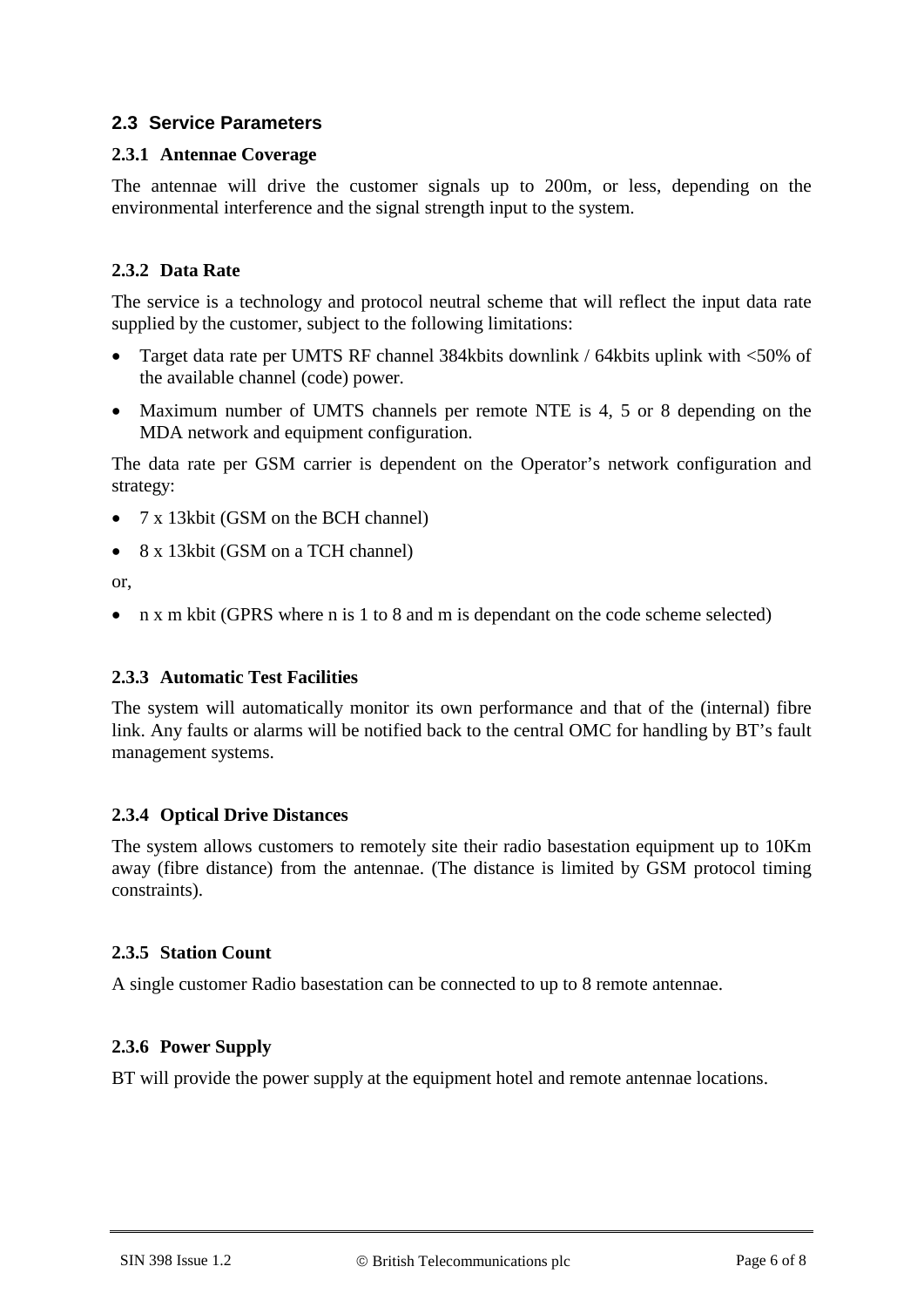## 2.3 Service Parameters

### 2.3.1 Antennae Coverage

The antennae will drive the customer signals up to 200m, or less, depending on the environmental interference and the signal strength input to the system.

### 2.3.2 Data Rate

The service is a technology and protocol neutral scheme that will reflect the input data rate supplied by the customer, subject to the following limitations:

- Target data rate per UMTS RF channel 384kbits downlink / 64kbits uplink with <50% of the available channel (code) power.
- Maximum number of UMTS channels per remote NTE is 4, 5 or 8 depending on the MDA network and equipment configuration.

The data rate per GSM carrier is dependent on the Operator's network configuration and strategy:

- 7 x 13kbit (GSM on the BCH channel)
- 8 x 13kbit (GSM on a TCH channel)

or,

- n x m kbit (GPRS where n is 1 to 8 and m is dependant on the code scheme selected)

### 2.3.3 Automatic Test Facilities

The system will automatically monitor its own performance and that of the (internal) fibre link. Any faults or alarms will be notified back to the central OMC for handling by BT's fault management systems.

### 2.3.4 Optical Drive Distances

The system allows customers to remotely site their radio basestation equipment up to 10Km away (fibre distance) from the antennae. (The distance is limited by GSM protocol timing constraints).

### 2.3.5 Station Count

A single customer Radio basestation can be connected to up to 8 remote antennae.

### 2.3.6 Power Supply

BT will provide the power supply at the equipment hotel and remote antennae locations.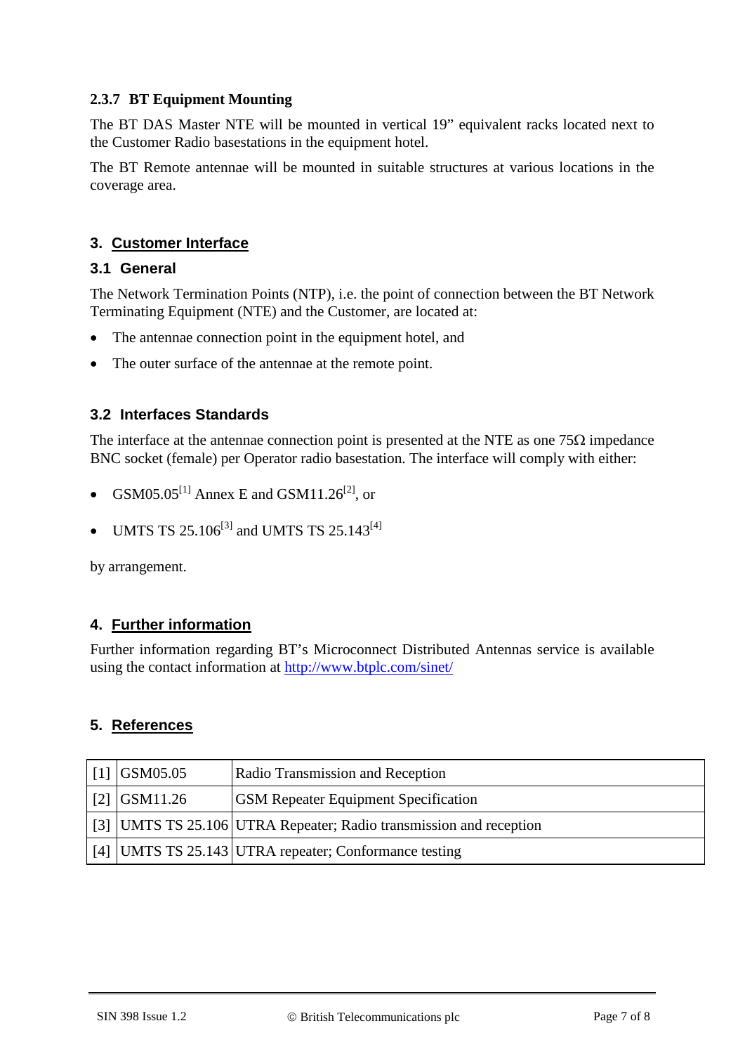### 2.3.7 BT Equipment Mounting

The BT DAS Master NTE will be mounted in vertical 19" equivalent racks located next to the Customer Radio basestations in the equipment hotel.

The BT Remote antennae will be mounted in suitable structures at various locations in the coverage area.

# 3. Customer Interface

## 3.1 General

The Network Termination Points (NTP), i.e. the point of connection between the BT Network Terminating Equipment (NTE) and the Customer, are located at:

- The antennae connection point in the equipment hotel, and
- The outer surface of the antennae at the remote point.

## 3.2 Interfaces Standards

The interface at the antennae connection point is presented at the NTE as one 75Ω impedance BNC socket (female) per Operator radio basestation. The interface will comply with either:

- GSM05.05[1] Annex E and GSM11.26[2], or
- UMTS TS 25.106[3] and UMTS TS 25.143[4]

by arrangement.

# 4. Further information

Further information regarding BT's Microconnect Distributed Antennas service is available using the contact information at http://www.btplc.com/sinet/

# 5. References

| | | |
|---|---|---|
| [1] | GSM05.05 | Radio Transmission and Reception |
| [2] | GSM11.26 | GSM Repeater Equipment Specification |
| [3] | UMTS TS 25.106 | UTRA Repeater; Radio transmission and reception |
| [4] | UMTS TS 25.143 | UTRA repeater; Conformance testing |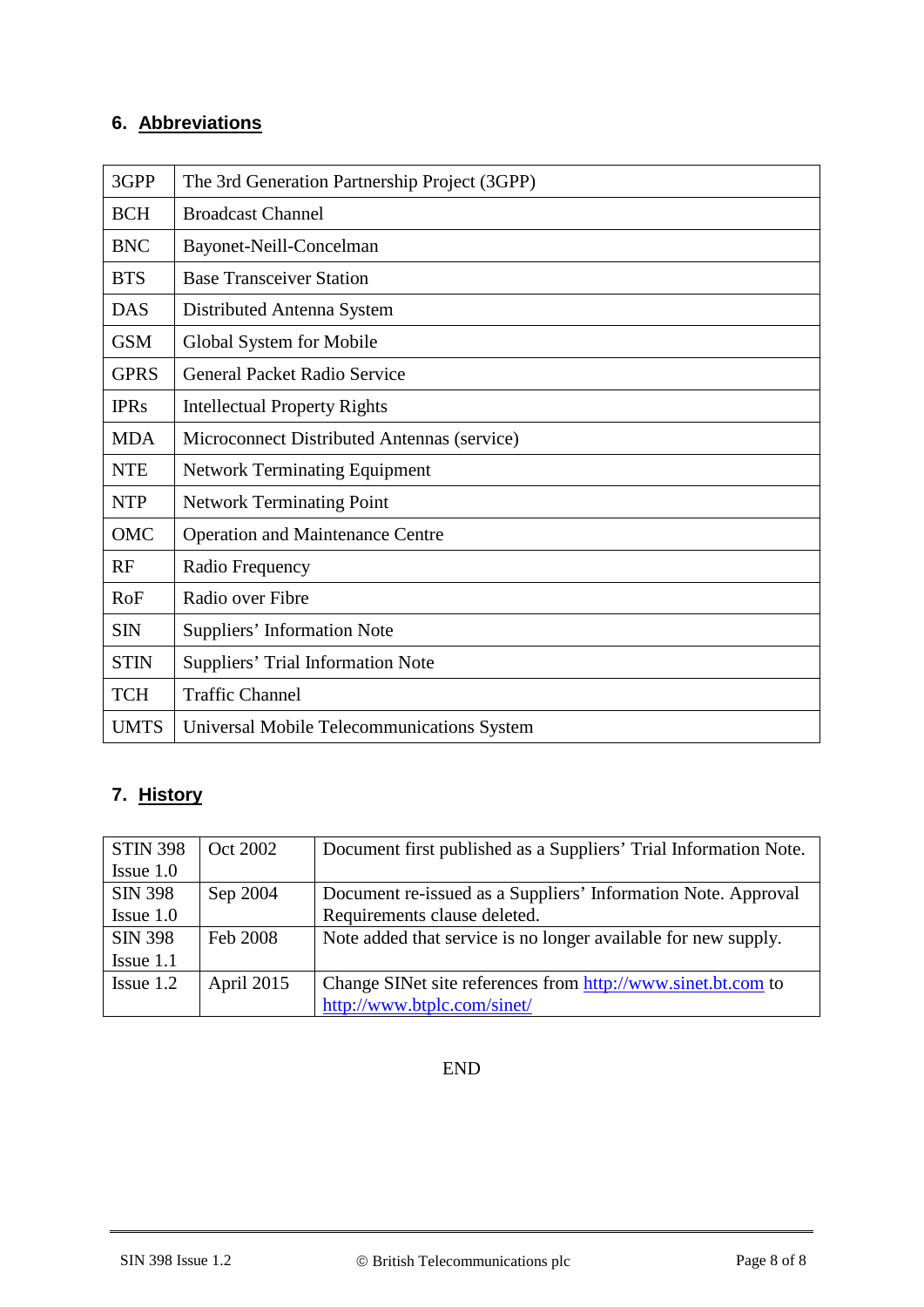## 6. Abbreviations

| | |
|---|---|
| 3GPP | The 3rd Generation Partnership Project (3GPP) |
| BCH | Broadcast Channel |
| BNC | Bayonet-Neill-Concelman |
| BTS | Base Transceiver Station |
| DAS | Distributed Antenna System |
| GSM | Global System for Mobile |
| GPRS | General Packet Radio Service |
| IPRs | Intellectual Property Rights |
| MDA | Microconnect Distributed Antennas (service) |
| NTE | Network Terminating Equipment |
| NTP | Network Terminating Point |
| OMC | Operation and Maintenance Centre |
| RF | Radio Frequency |
| RoF | Radio over Fibre |
| SIN | Suppliers' Information Note |
| STIN | Suppliers' Trial Information Note |
| TCH | Traffic Channel |
| UMTS | Universal Mobile Telecommunications System |

## 7. History

| | | |
|---|---|---|
| STIN 398 Issue 1.0 | Oct 2002 | Document first published as a Suppliers' Trial Information Note. |
| SIN 398 Issue 1.0 | Sep 2004 | Document re-issued as a Suppliers' Information Note. Approval Requirements clause deleted. |
| SIN 398 Issue 1.1 | Feb 2008 | Note added that service is no longer available for new supply. |
| Issue 1.2 | April 2015 | Change SINet site references from http://www.sinet.bt.com to http://www.btplc.com/sinet/ |

END